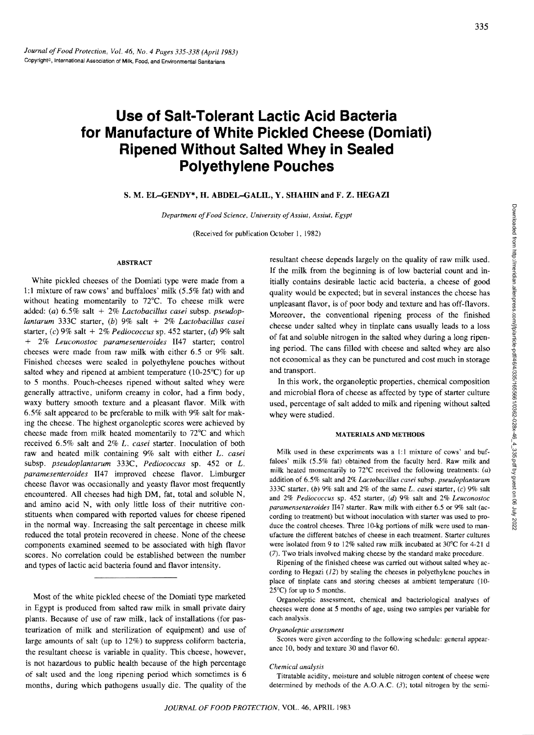# Use of Salt-Tolerant Lactic Acid Bacteria for Manufacture of White Pickled Cheese (Domiati) Ripened Without Salted Whey in Sealed Polyethylene Pouches

**S. M. EL-GENDY*, H. ABDEL-GALIL, Y. SHAHIN and F. Z. HEGAZI**

*Department of Food Science, University of Assiut, Assiut, Egypt*

(Received for publication October 1, 1982)

## ABSTRACT

White pickled cheeses of the Domiati type were made from a 1:1 mixture of raw cows' and buffaloes' milk (5.5% fat) with and without heating momentarily to 72°C. To cheese milk were added: (*a*) 6.5% salt + 2% *Lactobacillus casei* subsp. *pseudoplantarum* 333C starter, (*b*) 9% salt + 2% *Lactobacillus casei* starter, (*c*) 9% salt + 2% *Pediococcus* sp. 452 starter, (*d*) 9% salt + 2% *Leuconostoc paramesenteroides* II47 starter; control cheeses were made from raw milk with either 6.5 or 9% salt. Finished cheeses were sealed in polyethylene pouches without salted whey and ripened at ambient temperature (10-25°C) for up to 5 months. Pouch-cheeses ripened without salted whey were generally attractive, uniform creamy in color, had a firm body, waxy buttery smooth texture and a pleasant flavor. Milk with 6.5% salt appeared to be preferable to milk with 9% salt for making the cheese. The highest organoleptic scores were achieved by cheese made from milk heated momentarily to 72°C and which received 6.5% salt and 2% *L. casei* starter. Inoculation of both raw and heated milk containing 9% salt with either *L. casei* subsp. *pseudoplantarum* 333C, *Pediococcus* sp. 452 or *L. paramesenteroides* II47 improved cheese flavor. Limburger cheese flavor was occasionally and yeasty flavor most frequently encountered. All cheeses had high DM, fat, total and soluble N, and amino acid N, with only little loss of their nutritive constituents when compared with reported values for cheese ripened in the normal way. Increasing the salt percentage in cheese milk reduced the total protein recovered in cheese. None of the cheese components examined seemed to be associated with high flavor scores. No correlation could be established between the number and types of lactic acid bacteria found and flavor intensity.

---

Most of the white pickled cheese of the Domiati type marketed in Egypt is produced from salted raw milk in small private dairy plants. Because of use of raw milk, lack of installations (for pasteurization of milk and sterilization of equipment) and use of large amounts of salt (up to 12%) to suppress coliform bacteria, the resultant cheese is variable in quality. This cheese, however, is not hazardous to public health because of the high percentage of salt used and the long ripening period which sometimes is 6 months, during which pathogens usually die. The quality of the resultant cheese depends largely on the quality of raw milk used. If the milk from the beginning is of low bacterial count and initially contains desirable lactic acid bacteria, a cheese of good quality would be expected; but in several instances the cheese has unpleasant flavor, is of poor body and texture and has off-flavors. Moreover, the conventional ripening process of the finished cheese under salted whey in tinplate cans usually leads to a loss of fat and soluble nitrogen in the salted whey during a long ripening period. The cans filled with cheese and salted whey are also not economical as they can be punctured and cost much in storage and transport.

In this work, the organoleptic properties, chemical composition and microbial flora of cheese as affected by type of starter culture used, percentage of salt added to milk and ripening without salted whey were studied.

## MATERIALS AND METHODS

Milk used in these experiments was a 1:1 mixture of cows' and buffaloes' milk (5.5% fat) obtained from the faculty herd. Raw milk and milk heated momentarily to 72°C received the following treatments: (*a*) addition of 6.5% salt and 2% *Lactobacillus casei* subsp. *pseudoplantarum* 333C starter, (*b*) 9% salt and 2% of the same *L. casei* starter, (*c*) 9% salt and 2% *Pediococcus* sp. 452 starter, (*d*) 9% salt and 2% *Leuconostoc paramensenteroides* II47 starter. Raw milk with either 6.5 or 9% salt (according to treatment) but without inoculation with starter was used to produce the control cheeses. Three 10-kg portions of milk were used to manufacture the different batches of cheese in each treatment. Starter cultures were isolated from 9 to 12% salted raw milk incubated at 30°C for 4-21 d (*7*). Two trials involved making cheese by the standard make procedure.

Ripening of the finished cheese was carried out without salted whey according to Hegazi (*12*) by sealing the cheeses in polyethylene pouches in place of tinplate cans and storing cheeses at ambient temperature (10-25°C) for up to 5 months.

Organoleptic assessment, chemical and bacteriological analyses of cheeses were done at 5 months of age, using two samples per variable for each analysis.

### *Organoleptic assessment*

Scores were given according to the following schedule: general appearance 10, body and texture 30 and flavor 60.

### *Chemical analysis*

Titratable acidity, moisture and soluble nitrogen content of cheese were determined by methods of the A.O.A.C. (*3*); total nitrogen by the semi-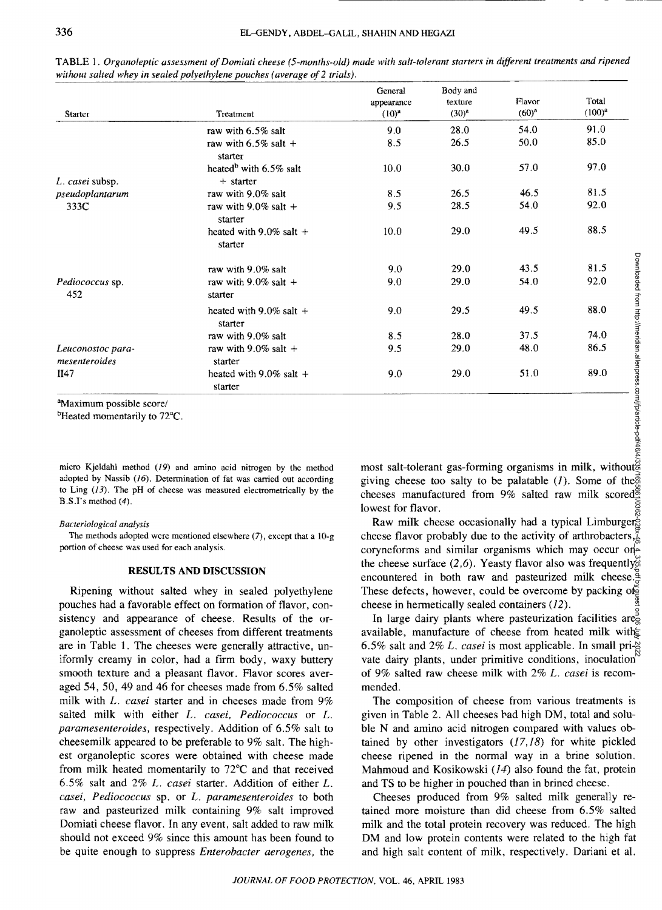TABLE 1. *Organoleptic assessment of Domiati cheese (5-months-old) made with salt-tolerant starters in different treatments and ripened without salted whey in sealed polyethylene pouches (average of 2 trials).*

| Starter | Treatment | General appearance (10)[a] | Body and texture (30)[a] | Flavor (60)[a] | Total (100)[a] |
|---|---|---|---|---|---|
| *L. casei* subsp. *pseudoplantarum* 333C | raw with 6.5% salt | 9.0 | 28.0 | 54.0 | 91.0 |
| | raw with 6.5% salt + starter | 8.5 | 26.5 | 50.0 | 85.0 |
| | heated[b] with 6.5% salt + starter | 10.0 | 30.0 | 57.0 | 97.0 |
| | raw with 9.0% salt | 8.5 | 26.5 | 46.5 | 81.5 |
| | raw with 9.0% salt + starter | 9.5 | 28.5 | 54.0 | 92.0 |
| | heated with 9.0% salt + starter | 10.0 | 29.0 | 49.5 | 88.5 |
| *Pediococcus* sp. 452 | raw with 9.0% salt | 9.0 | 29.0 | 43.5 | 81.5 |
| | raw with 9.0% salt + starter | 9.0 | 29.0 | 54.0 | 92.0 |
| | heated with 9.0% salt + starter | 9.0 | 29.5 | 49.5 | 88.0 |
| *Leuconostoc para-mesenteroides* II47 | raw with 9.0% salt | 8.5 | 28.0 | 37.5 | 74.0 |
| | raw with 9.0% salt + starter | 9.5 | 29.0 | 48.0 | 86.5 |
| | heated with 9.0% salt + starter | 9.0 | 29.0 | 51.0 | 89.0 |

[a]Maximum possible score/
[b]Heated momentarily to 72°C.

micro Kjeldahl method (*19*) and amino acid nitrogen by the method adopted by Nassib (*16*). Determination of fat was carried out according to Ling (*13*). The pH of cheese was measured electrometrically by the B.S.I's method (*4*).

*Bacteriological analysis*

The methods adopted were mentioned elsewhere (*7*), except that a 10-g portion of cheese was used for each analysis.

## RESULTS AND DISCUSSION

Ripening without salted whey in sealed polyethylene pouches had a favorable effect on formation of flavor, consistency and appearance of cheese. Results of the organoleptic assessment of cheeses from different treatments are in Table 1. The cheeses were generally attractive, uniformly creamy in color, had a firm body, waxy buttery smooth texture and a pleasant flavor. Flavor scores averaged 54, 50, 49 and 46 for cheeses made from 6.5% salted milk with *L. casei* starter and in cheeses made from 9% salted milk with either *L. casei*, *Pediococcus* or *L. paramesenteroides*, respectively. Addition of 6.5% salt to cheesemilk appeared to be preferable to 9% salt. The highest organoleptic scores were obtained with cheese made from milk heated momentarily to 72°C and that received 6.5% salt and 2% *L. casei* starter. Addition of either *L. casei*, *Pediococcus* sp. or *L. paramesenteroides* to both raw and pasteurized milk containing 9% salt improved Domiati cheese flavor. In any event, salt added to raw milk should not exceed 9% since this amount has been found to be quite enough to suppress *Enterobacter aerogenes*, the most salt-tolerant gas-forming organisms in milk, without giving cheese too salty to be palatable (*1*). Some of the cheeses manufactured from 9% salted raw milk scored lowest for flavor.

Raw milk cheese occasionally had a typical Limburger cheese flavor probably due to the activity of arthrobacters, coryneforms and similar organisms which may occur on the cheese surface (*2,6*). Yeasty flavor also was frequently encountered in both raw and pasteurized milk cheese. These defects, however, could be overcome by packing of cheese in hermetically sealed containers (*12*).

In large dairy plants where pasteurization facilities are available, manufacture of cheese from heated milk with 6.5% salt and 2% *L. casei* is most applicable. In small private dairy plants, under primitive conditions, inoculation of 9% salted raw cheese milk with 2% *L. casei* is recommended.

The composition of cheese from various treatments is given in Table 2. All cheeses had high DM, total and soluble N and amino acid nitrogen compared with values obtained by other investigators (*17,18*) for white pickled cheese ripened in the normal way in a brine solution. Mahmoud and Kosikowski (*14*) also found the fat, protein and TS to be higher in pouched than in brined cheese.

Cheeses produced from 9% salted milk generally retained more moisture than did cheese from 6.5% salted milk and the total protein recovery was reduced. The high DM and low protein contents were related to the high fat and high salt content of milk, respectively. Dariani et al.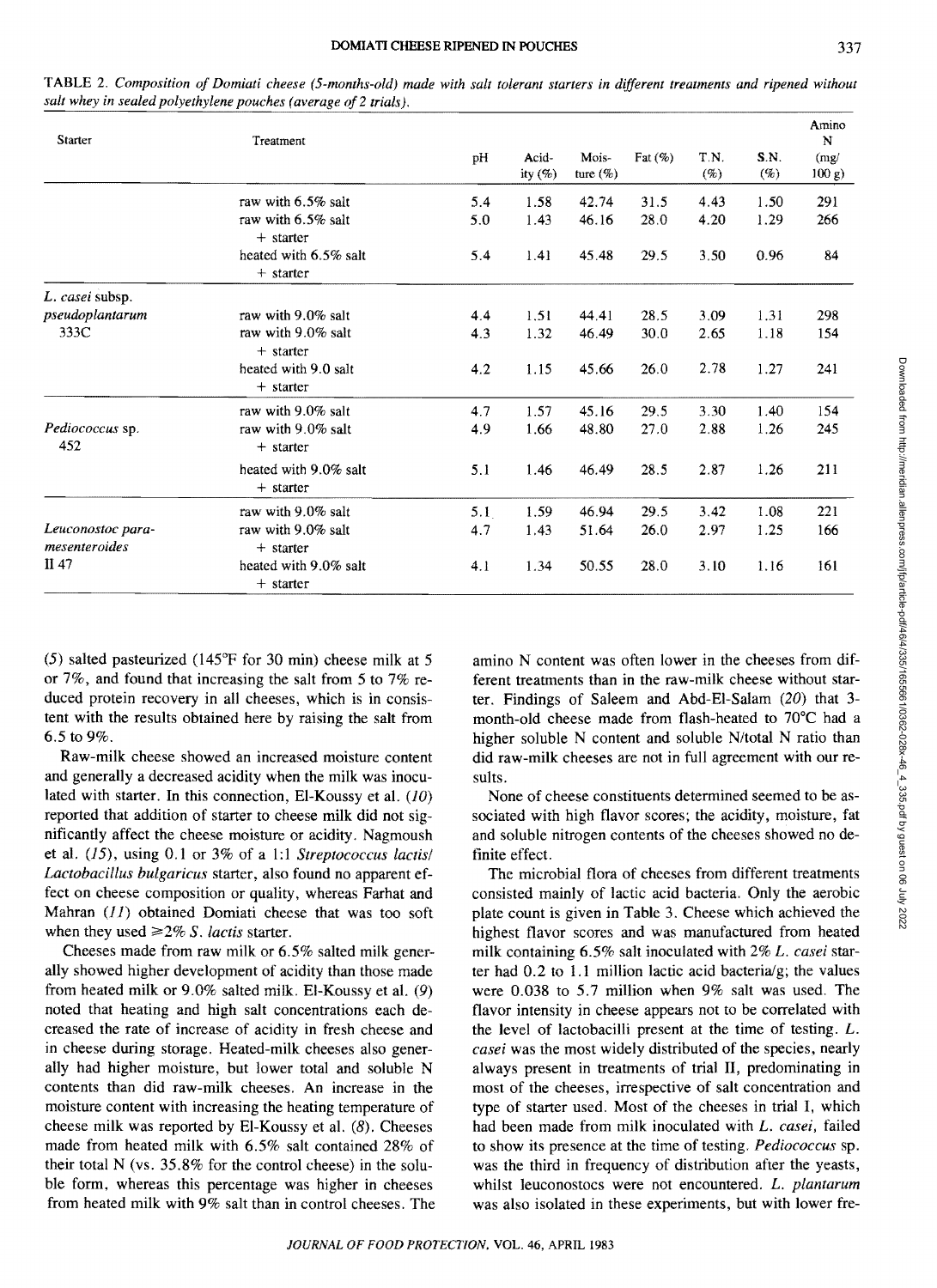TABLE 2. *Composition of Domiati cheese (5-months-old) made with salt tolerant starters in different treatments and ripened without salt whey in sealed polyethylene pouches (average of 2 trials).*

| Starter | Treatment | pH | Acidity (%) | Moisture (%) | Fat (%) | T.N. (%) | S.N. (%) | Amino N (mg/100 g) |
|---|---|---|---|---|---|---|---|---|
| | raw with 6.5% salt | 5.4 | 1.58 | 42.74 | 31.5 | 4.43 | 1.50 | 291 |
| | raw with 6.5% salt + starter | 5.0 | 1.43 | 46.16 | 28.0 | 4.20 | 1.29 | 266 |
| | heated with 6.5% salt + starter | 5.4 | 1.41 | 45.48 | 29.5 | 3.50 | 0.96 | 84 |
| *L. casei* subsp. *pseudoplantarum* 333C | raw with 9.0% salt | 4.4 | 1.51 | 44.41 | 28.5 | 3.09 | 1.31 | 298 |
| | raw with 9.0% salt + starter | 4.3 | 1.32 | 46.49 | 30.0 | 2.65 | 1.18 | 154 |
| | heated with 9.0 salt + starter | 4.2 | 1.15 | 45.66 | 26.0 | 2.78 | 1.27 | 241 |
| *Pediococcus* sp. 452 | raw with 9.0% salt | 4.7 | 1.57 | 45.16 | 29.5 | 3.30 | 1.40 | 154 |
| | raw with 9.0% salt + starter | 4.9 | 1.66 | 48.80 | 27.0 | 2.88 | 1.26 | 245 |
| | heated with 9.0% salt + starter | 5.1 | 1.46 | 46.49 | 28.5 | 2.87 | 1.26 | 211 |
| *Leuconostoc paramesenteroides* II 47 | raw with 9.0% salt | 5.1 | 1.59 | 46.94 | 29.5 | 3.42 | 1.08 | 221 |
| | raw with 9.0% salt + starter | 4.7 | 1.43 | 51.64 | 26.0 | 2.97 | 1.25 | 166 |
| | heated with 9.0% salt + starter | 4.1 | 1.34 | 50.55 | 28.0 | 3.10 | 1.16 | 161 |

(5) salted pasteurized (145°F for 30 min) cheese milk at 5 or 7%, and found that increasing the salt from 5 to 7% reduced protein recovery in all cheeses, which is in consistent with the results obtained here by raising the salt from 6.5 to 9%.

Raw-milk cheese showed an increased moisture content and generally a decreased acidity when the milk was inoculated with starter. In this connection, El-Koussy et al. (*10*) reported that addition of starter to cheese milk did not significantly affect the cheese moisture or acidity. Nagmoush et al. (*15*), using 0.1 or 3% of a 1:1 *Streptococcus lactis/Lactobacillus bulgaricus* starter, also found no apparent effect on cheese composition or quality, whereas Farhat and Mahran (*11*) obtained Domiati cheese that was too soft when they used ≥2% *S. lactis* starter.

Cheeses made from raw milk or 6.5% salted milk generally showed higher development of acidity than those made from heated milk or 9.0% salted milk. El-Koussy et al. (*9*) noted that heating and high salt concentrations each decreased the rate of increase of acidity in fresh cheese and in cheese during storage. Heated-milk cheeses also generally had higher moisture, but lower total and soluble N contents than did raw-milk cheeses. An increase in the moisture content with increasing the heating temperature of cheese milk was reported by El-Koussy et al. (*8*). Cheeses made from heated milk with 6.5% salt contained 28% of their total N (vs. 35.8% for the control cheese) in the soluble form, whereas this percentage was higher in cheeses from heated milk with 9% salt than in control cheeses. The amino N content was often lower in the cheeses from different treatments than in the raw-milk cheese without starter. Findings of Saleem and Abd-El-Salam (*20*) that 3-month-old cheese made from flash-heated to 70°C had a higher soluble N content and soluble N/total N ratio than did raw-milk cheeses are not in full agreement with our results.

None of cheese constituents determined seemed to be associated with high flavor scores; the acidity, moisture, fat and soluble nitrogen contents of the cheeses showed no definite effect.

The microbial flora of cheeses from different treatments consisted mainly of lactic acid bacteria. Only the aerobic plate count is given in Table 3. Cheese which achieved the highest flavor scores and was manufactured from heated milk containing 6.5% salt inoculated with 2% *L. casei* starter had 0.2 to 1.1 million lactic acid bacteria/g; the values were 0.038 to 5.7 million when 9% salt was used. The flavor intensity in cheese appears not to be correlated with the level of lactobacilli present at the time of testing. *L. casei* was the most widely distributed of the species, nearly always present in treatments of trial II, predominating in most of the cheeses, irrespective of salt concentration and type of starter used. Most of the cheeses in trial I, which had been made from milk inoculated with *L. casei*, failed to show its presence at the time of testing. *Pediococcus* sp. was the third in frequency of distribution after the yeasts, whilst leuconostocs were not encountered. *L. plantarum* was also isolated in these experiments, but with lower fre-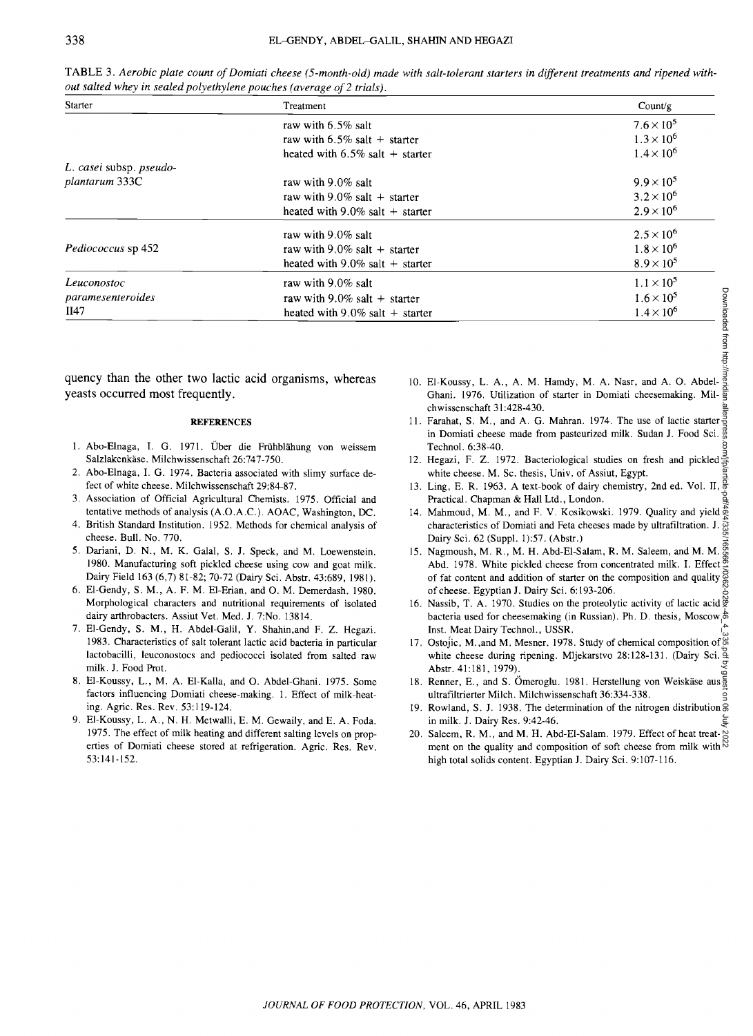TABLE 3. *Aerobic plate count of Domiati cheese (5-month-old) made with salt-tolerant starters in different treatments and ripened without salted whey in sealed polyethylene pouches (average of 2 trials).*

| Starter | Treatment | Count/g |
|---|---|---|
| | raw with 6.5% salt | $7.6 \times 10^5$ |
| | raw with 6.5% salt + starter | $1.3 \times 10^6$ |
| | heated with 6.5% salt + starter | $1.4 \times 10^6$ |
| *L. casei* subsp. *pseudo-plantarum* 333C | raw with 9.0% salt | $9.9 \times 10^5$ |
| | raw with 9.0% salt + starter | $3.2 \times 10^6$ |
| | heated with 9.0% salt + starter | $2.9 \times 10^6$ |
| *Pediococcus* sp 452 | raw with 9.0% salt | $2.5 \times 10^6$ |
| | raw with 9.0% salt + starter | $1.8 \times 10^6$ |
| | heated with 9.0% salt + starter | $8.9 \times 10^5$ |
| *Leuconostoc paramesenteroides* II47 | raw with 9.0% salt | $1.1 \times 10^5$ |
| | raw with 9.0% salt + starter | $1.6 \times 10^5$ |
| | heated with 9.0% salt + starter | $1.4 \times 10^6$ |

quency than the other two lactic acid organisms, whereas yeasts occurred most frequently.

## REFERENCES

1. Abo-Elnaga, I. G. 1971. Über die Frühblähung von weissem Salzlakenkäse. Milchwissenschaft 26:747-750.
2. Abo-Elnaga, I. G. 1974. Bacteria associated with slimy surface defect of white cheese. Milchwissenschaft 29:84-87.
3. Association of Official Agricultural Chemists. 1975. Official and tentative methods of analysis (A.O.A.C.). AOAC, Washington, DC.
4. British Standard Institution. 1952. Methods for chemical analysis of cheese. Bull. No. 770.
5. Dariani, D. N., M. K. Galal, S. J. Speck, and M. Loewenstein. 1980. Manufacturing soft pickled cheese using cow and goat milk. Dairy Field 163 (6,7) 81-82; 70-72 (Dairy Sci. Abstr. 43:689, 1981).
6. El-Gendy, S. M., A. F. M. El-Erian, and O. M. Demerdash. 1980. Morphological characters and nutritional requirements of isolated dairy arthrobacters. Assiut Vet. Med. J. 7:No. 13814.
7. El-Gendy, S. M., H. Abdel-Galil, Y. Shahin,and F. Z. Hegazi. 1983. Characteristics of salt tolerant lactic acid bacteria in particular lactobacilli, leuconostocs and pediococci isolated from salted raw milk. J. Food Prot.
8. El-Koussy, L., M. A. El-Kalla, and O. Abdel-Ghani. 1975. Some factors influencing Domiati cheese-making. 1. Effect of milk-heating. Agric. Res. Rev. 53:119-124.
9. El-Koussy, L. A., N. H. Metwalli, E. M. Gewaily, and E. A. Foda. 1975. The effect of milk heating and different salting levels on properties of Domiati cheese stored at refrigeration. Agric. Res. Rev. 53:141-152.
10. El-Koussy, L. A., A. M. Hamdy, M. A. Nasr, and A. O. Abdel-Ghani. 1976. Utilization of starter in Domiati cheesemaking. Milchwissenschaft 31:428-430.
11. Farahat, S. M., and A. G. Mahran. 1974. The use of lactic starter in Domiati cheese made from pasteurized milk. Sudan J. Food Sci. Technol. 6:38-40.
12. Hegazi, F. Z. 1972. Bacteriological studies on fresh and pickled white cheese. M. Sc. thesis, Univ. of Assiut, Egypt.
13. Ling, E. R. 1963. A text-book of dairy chemistry, 2nd ed. Vol. II, Practical. Chapman & Hall Ltd., London.
14. Mahmoud, M. M., and F. V. Kosikowski. 1979. Quality and yield characteristics of Domiati and Feta cheeses made by ultrafiltration. J. Dairy Sci. 62 (Suppl. 1):57. (Abstr.)
15. Nagmoush, M. R., M. H. Abd-El-Salam, R. M. Saleem, and M. M. Abd. 1978. White pickled cheese from concentrated milk. I. Effect of fat content and addition of starter on the composition and quality of cheese. Egyptian J. Dairy Sci. 6:193-206.
16. Nassib, T. A. 1970. Studies on the proteolytic activity of lactic acid bacteria used for cheesemaking (in Russian). Ph. D. thesis, Moscow Inst. Meat Dairy Technol., USSR.
17. Ostojíc, M.,and M. Mesner. 1978. Study of chemical composition of white cheese during ripening. Mljekarstvo 28:128-131. (Dairy Sci. Abstr. 41:181, 1979).
18. Renner, E., and S. Ömeroglu. 1981. Herstellung von Weiskäse aus ultrafiltrierter Milch. Milchwissenschaft 36:334-338.
19. Rowland, S. J. 1938. The determination of the nitrogen distribution in milk. J. Dairy Res. 9:42-46.
20. Saleem, R. M., and M. H. Abd-El-Salam. 1979. Effect of heat treatment on the quality and composition of soft cheese from milk with high total solids content. Egyptian J. Dairy Sci. 9:107-116.